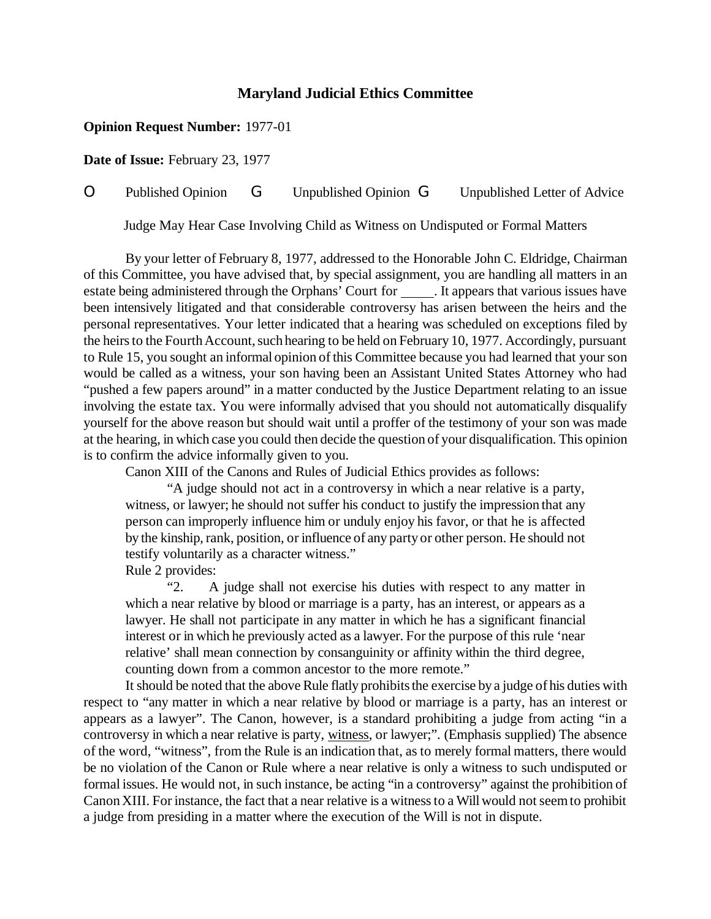## Maryland Judicial Ethics Committee

**Opinion Request Number:** 1977-01

**Date of Issue:** February 23, 1977

O Published Opinion G Unpublished Opinion G Unpublished Letter of Advice

Judge May Hear Case Involving Child as Witness on Undisputed or Formal Matters

By your letter of February 8, 1977, addressed to the Honorable John C. Eldridge, Chairman of this Committee, you have advised that, by special assignment, you are handling all matters in an estate being administered through the Orphans' Court for _____. It appears that various issues have been intensively litigated and that considerable controversy has arisen between the heirs and the personal representatives. Your letter indicated that a hearing was scheduled on exceptions filed by the heirs to the Fourth Account, such hearing to be held on February 10, 1977. Accordingly, pursuant to Rule 15, you sought an informal opinion of this Committee because you had learned that your son would be called as a witness, your son having been an Assistant United States Attorney who had "pushed a few papers around" in a matter conducted by the Justice Department relating to an issue involving the estate tax. You were informally advised that you should not automatically disqualify yourself for the above reason but should wait until a proffer of the testimony of your son was made at the hearing, in which case you could then decide the question of your disqualification. This opinion is to confirm the advice informally given to you.

Canon XIII of the Canons and Rules of Judicial Ethics provides as follows:

> "A judge should not act in a controversy in which a near relative is a party, witness, or lawyer; he should not suffer his conduct to justify the impression that any person can improperly influence him or unduly enjoy his favor, or that he is affected by the kinship, rank, position, or influence of any party or other person. He should not testify voluntarily as a character witness."

Rule 2 provides:

> "2. A judge shall not exercise his duties with respect to any matter in which a near relative by blood or marriage is a party, has an interest, or appears as a lawyer. He shall not participate in any matter in which he has a significant financial interest or in which he previously acted as a lawyer. For the purpose of this rule 'near relative' shall mean connection by consanguinity or affinity within the third degree, counting down from a common ancestor to the more remote."

It should be noted that the above Rule flatly prohibits the exercise by a judge of his duties with respect to "any matter in which a near relative by blood or marriage is a party, has an interest or appears as a lawyer". The Canon, however, is a standard prohibiting a judge from acting "in a controversy in which a near relative is party, witness, or lawyer;". (Emphasis supplied) The absence of the word, "witness", from the Rule is an indication that, as to merely formal matters, there would be no violation of the Canon or Rule where a near relative is only a witness to such undisputed or formal issues. He would not, in such instance, be acting "in a controversy" against the prohibition of Canon XIII. For instance, the fact that a near relative is a witness to a Will would not seem to prohibit a judge from presiding in a matter where the execution of the Will is not in dispute.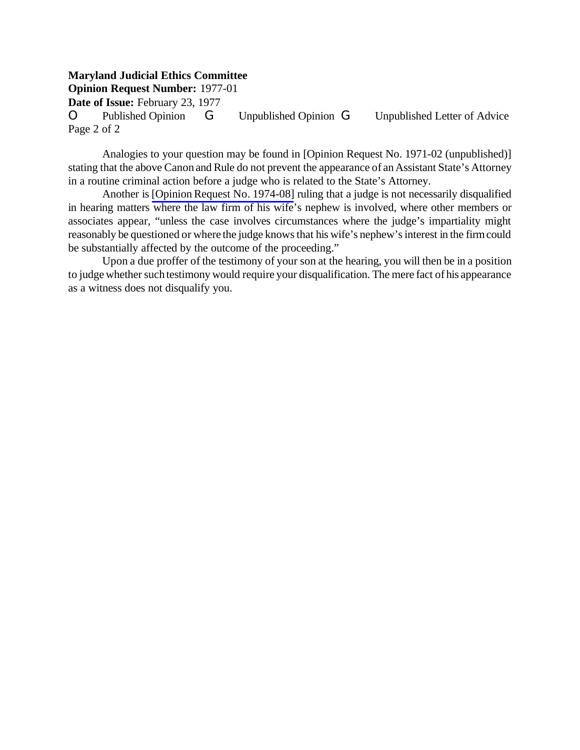Analogies to your question may be found in [Opinion Request No. 1971-02 (unpublished)] stating that the above Canon and Rule do not prevent the appearance of an Assistant State's Attorney in a routine criminal action before a judge who is related to the State's Attorney.

Another is [Opinion Request No. 1974-08] ruling that a judge is not necessarily disqualified in hearing matters where the law firm of his wife's nephew is involved, where other members or associates appear, "unless the case involves circumstances where the judge's impartiality might reasonably be questioned or where the judge knows that his wife's nephew's interest in the firm could be substantially affected by the outcome of the proceeding."

Upon a due proffer of the testimony of your son at the hearing, you will then be in a position to judge whether such testimony would require your disqualification. The mere fact of his appearance as a witness does not disqualify you.